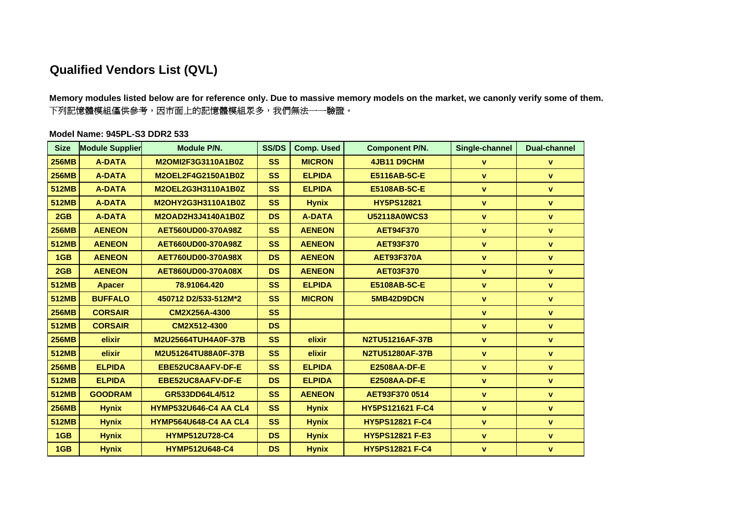# Qualified Vendors List (QVL)

**Memory modules listed below are for reference only. Due to massive memory models on the market, we canonly verify some of them.**

下列記憶體模組僅供參考，因市面上的記憶體模組眾多，我們無法一一驗證。

**Model Name: 945PL-S3 DDR2 533**

| Size | Module Supplier | Module P/N. | SS/DS | Comp. Used | Component P/N. | Single-channel | Dual-channel |
|---|---|---|---|---|---|---|---|
| 256MB | A-DATA | M2OMI2F3G3110A1B0Z | SS | MICRON | 4JB11 D9CHM | v | v |
| 256MB | A-DATA | M2OEL2F4G2150A1B0Z | SS | ELPIDA | E5116AB-5C-E | v | v |
| 512MB | A-DATA | M2OEL2G3H3110A1B0Z | SS | ELPIDA | E5108AB-5C-E | v | v |
| 512MB | A-DATA | M2OHY2G3H3110A1B0Z | SS | Hynix | HY5PS12821 | v | v |
| 2GB | A-DATA | M2OAD2H3J4140A1B0Z | DS | A-DATA | U52118A0WCS3 | v | v |
| 256MB | AENEON | AET560UD00-370A98Z | SS | AENEON | AET94F370 | v | v |
| 512MB | AENEON | AET660UD00-370A98Z | SS | AENEON | AET93F370 | v | v |
| 1GB | AENEON | AET760UD00-370A98X | DS | AENEON | AET93F370A | v | v |
| 2GB | AENEON | AET860UD00-370A08X | DS | AENEON | AET03F370 | v | v |
| 512MB | Apacer | 78.91064.420 | SS | ELPIDA | E5108AB-5C-E | v | v |
| 512MB | BUFFALO | 450712 D2/533-512M*2 | SS | MICRON | 5MB42D9DCN | v | v |
| 256MB | CORSAIR | CM2X256A-4300 | SS | | | v | v |
| 512MB | CORSAIR | CM2X512-4300 | DS | | | v | v |
| 256MB | elixir | M2U25664TUH4A0F-37B | SS | elixir | N2TU51216AF-37B | v | v |
| 512MB | elixir | M2U51264TU88A0F-37B | SS | elixir | N2TU51280AF-37B | v | v |
| 256MB | ELPIDA | EBE52UC8AAFV-DF-E | SS | ELPIDA | E2508AA-DF-E | v | v |
| 512MB | ELPIDA | EBE52UC8AAFV-DF-E | DS | ELPIDA | E2508AA-DF-E | v | v |
| 512MB | GOODRAM | GR533DD64L4/512 | SS | AENEON | AET93F370 0514 | v | v |
| 256MB | Hynix | HYMP532U646-C4 AA CL4 | SS | Hynix | HY5PS121621 F-C4 | v | v |
| 512MB | Hynix | HYMP564U648-C4 AA CL4 | SS | Hynix | HY5PS12821 F-C4 | v | v |
| 1GB | Hynix | HYMP512U728-C4 | DS | Hynix | HY5PS12821 F-E3 | v | v |
| 1GB | Hynix | HYMP512U648-C4 | DS | Hynix | HY5PS12821 F-C4 | v | v |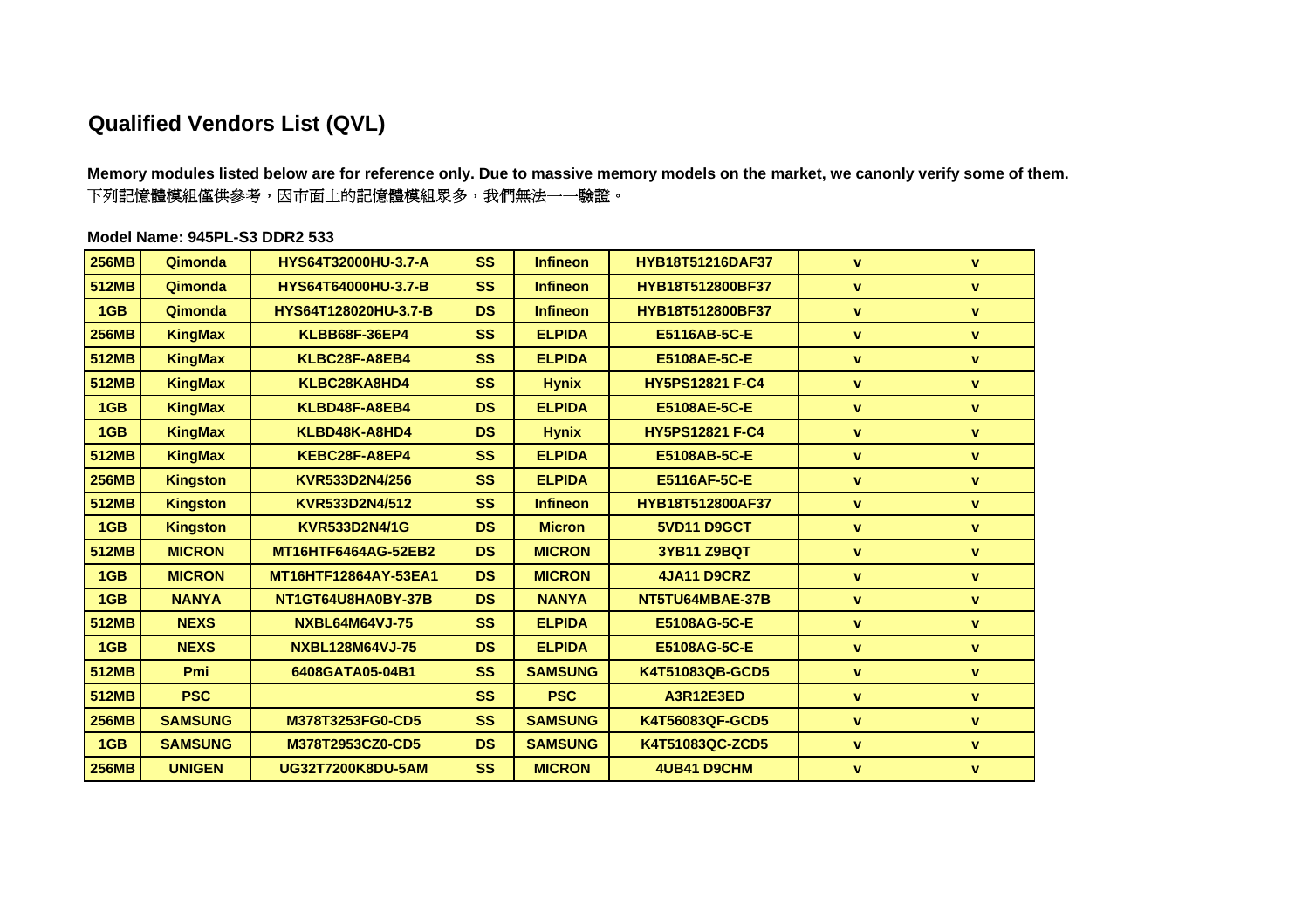## Qualified Vendors List (QVL)

**Memory modules listed below are for reference only. Due to massive memory models on the market, we canonly verify some of them.**
下列記憶體模組僅供參考，因市面上的記憶體模組眾多，我們無法一一驗證。

**Model Name: 945PL-S3 DDR2 533**

| | | | | | | | |
|---|---|---|---|---|---|---|---|
| 256MB | Qimonda | HYS64T32000HU-3.7-A | SS | Infineon | HYB18T51216DAF37 | v | v |
| 512MB | Qimonda | HYS64T64000HU-3.7-B | SS | Infineon | HYB18T512800BF37 | v | v |
| 1GB | Qimonda | HYS64T128020HU-3.7-B | DS | Infineon | HYB18T512800BF37 | v | v |
| 256MB | KingMax | KLBB68F-36EP4 | SS | ELPIDA | E5116AB-5C-E | v | v |
| 512MB | KingMax | KLBC28F-A8EB4 | SS | ELPIDA | E5108AE-5C-E | v | v |
| 512MB | KingMax | KLBC28KA8HD4 | SS | Hynix | HY5PS12821 F-C4 | v | v |
| 1GB | KingMax | KLBD48F-A8EB4 | DS | ELPIDA | E5108AE-5C-E | v | v |
| 1GB | KingMax | KLBD48K-A8HD4 | DS | Hynix | HY5PS12821 F-C4 | v | v |
| 512MB | KingMax | KEBC28F-A8EP4 | SS | ELPIDA | E5108AB-5C-E | v | v |
| 256MB | Kingston | KVR533D2N4/256 | SS | ELPIDA | E5116AF-5C-E | v | v |
| 512MB | Kingston | KVR533D2N4/512 | SS | Infineon | HYB18T512800AF37 | v | v |
| 1GB | Kingston | KVR533D2N4/1G | DS | Micron | 5VD11 D9GCT | v | v |
| 512MB | MICRON | MT16HTF6464AG-52EB2 | DS | MICRON | 3YB11 Z9BQT | v | v |
| 1GB | MICRON | MT16HTF12864AY-53EA1 | DS | MICRON | 4JA11 D9CRZ | v | v |
| 1GB | NANYA | NT1GT64U8HA0BY-37B | DS | NANYA | NT5TU64MBAE-37B | v | v |
| 512MB | NEXS | NXBL64M64VJ-75 | SS | ELPIDA | E5108AG-5C-E | v | v |
| 1GB | NEXS | NXBL128M64VJ-75 | DS | ELPIDA | E5108AG-5C-E | v | v |
| 512MB | Pmi | 6408GATA05-04B1 | SS | SAMSUNG | K4T51083QB-GCD5 | v | v |
| 512MB | PSC | | SS | PSC | A3R12E3ED | v | v |
| 256MB | SAMSUNG | M378T3253FG0-CD5 | SS | SAMSUNG | K4T56083QF-GCD5 | v | v |
| 1GB | SAMSUNG | M378T2953CZ0-CD5 | DS | SAMSUNG | K4T51083QC-ZCD5 | v | v |
| 256MB | UNIGEN | UG32T7200K8DU-5AM | SS | MICRON | 4UB41 D9CHM | v | v |